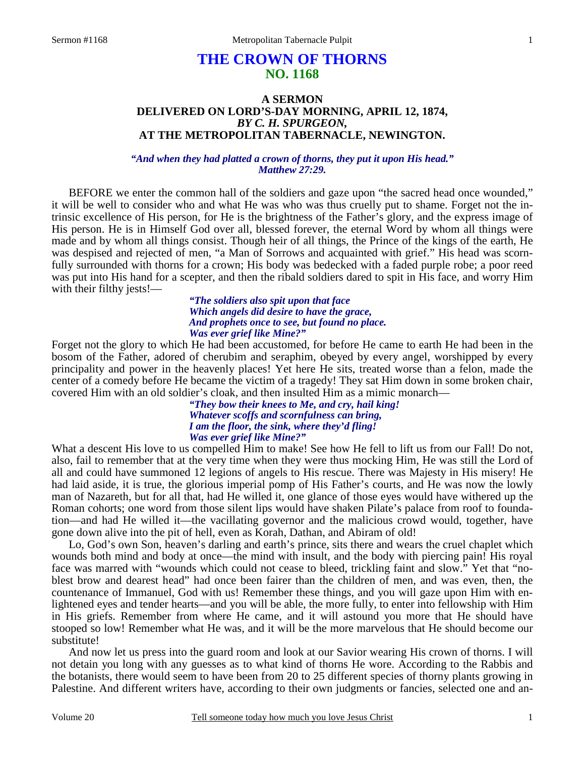# THE CROWN OF THORNS
## NO. 1168

### A SERMON
### DELIVERED ON LORD'S-DAY MORNING, APRIL 12, 1874,
### *BY C. H. SPURGEON,*
### AT THE METROPOLITAN TABERNACLE, NEWINGTON.

*"And when they had platted a crown of thorns, they put it upon His head."*
*Matthew 27:29.*

BEFORE we enter the common hall of the soldiers and gaze upon "the sacred head once wounded," it will be well to consider who and what He was who was thus cruelly put to shame. Forget not the intrinsic excellence of His person, for He is the brightness of the Father's glory, and the express image of His person. He is in Himself God over all, blessed forever, the eternal Word by whom all things were made and by whom all things consist. Though heir of all things, the Prince of the kings of the earth, He was despised and rejected of men, "a Man of Sorrows and acquainted with grief." His head was scornfully surrounded with thorns for a crown; His body was bedecked with a faded purple robe; a poor reed was put into His hand for a scepter, and then the ribald soldiers dared to spit in His face, and worry Him with their filthy jests!—

*"The soldiers also spit upon that face*
*Which angels did desire to have the grace,*
*And prophets once to see, but found no place.*
*Was ever grief like Mine?"*

Forget not the glory to which He had been accustomed, for before He came to earth He had been in the bosom of the Father, adored of cherubim and seraphim, obeyed by every angel, worshipped by every principality and power in the heavenly places! Yet here He sits, treated worse than a felon, made the center of a comedy before He became the victim of a tragedy! They sat Him down in some broken chair, covered Him with an old soldier's cloak, and then insulted Him as a mimic monarch—

*"They bow their knees to Me, and cry, hail king!*
*Whatever scoffs and scornfulness can bring,*
*I am the floor, the sink, where they'd fling!*
*Was ever grief like Mine?"*

What a descent His love to us compelled Him to make! See how He fell to lift us from our Fall! Do not, also, fail to remember that at the very time when they were thus mocking Him, He was still the Lord of all and could have summoned 12 legions of angels to His rescue. There was Majesty in His misery! He had laid aside, it is true, the glorious imperial pomp of His Father's courts, and He was now the lowly man of Nazareth, but for all that, had He willed it, one glance of those eyes would have withered up the Roman cohorts; one word from those silent lips would have shaken Pilate's palace from roof to foundation—and had He willed it—the vacillating governor and the malicious crowd would, together, have gone down alive into the pit of hell, even as Korah, Dathan, and Abiram of old!

Lo, God's own Son, heaven's darling and earth's prince, sits there and wears the cruel chaplet which wounds both mind and body at once—the mind with insult, and the body with piercing pain! His royal face was marred with "wounds which could not cease to bleed, trickling faint and slow." Yet that "noblest brow and dearest head" had once been fairer than the children of men, and was even, then, the countenance of Immanuel, God with us! Remember these things, and you will gaze upon Him with enlightened eyes and tender hearts—and you will be able, the more fully, to enter into fellowship with Him in His griefs. Remember from where He came, and it will astound you more that He should have stooped so low! Remember what He was, and it will be the more marvelous that He should become our substitute!

And now let us press into the guard room and look at our Savior wearing His crown of thorns. I will not detain you long with any guesses as to what kind of thorns He wore. According to the Rabbis and the botanists, there would seem to have been from 20 to 25 different species of thorny plants growing in Palestine. And different writers have, according to their own judgments or fancies, selected one and an-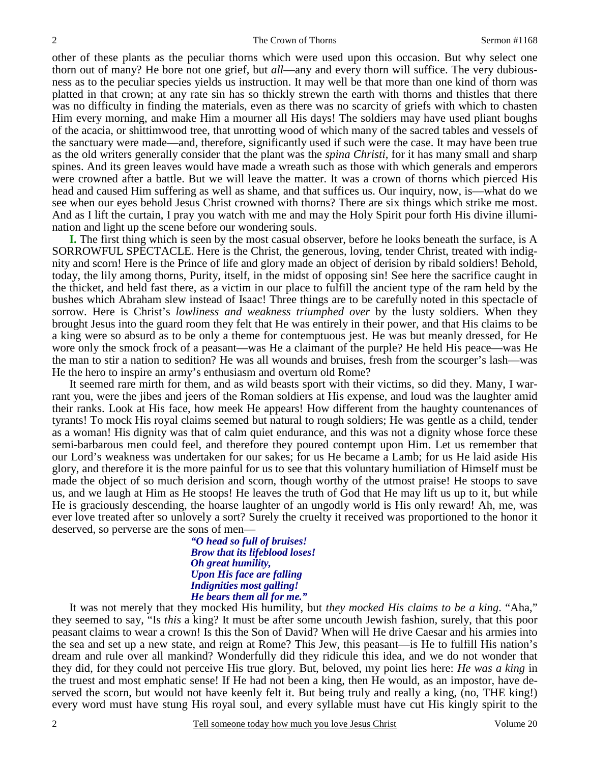other of these plants as the peculiar thorns which were used upon this occasion. But why select one thorn out of many? He bore not one grief, but *all*—any and every thorn will suffice. The very dubiousness as to the peculiar species yields us instruction. It may well be that more than one kind of thorn was platted in that crown; at any rate sin has so thickly strewn the earth with thorns and thistles that there was no difficulty in finding the materials, even as there was no scarcity of griefs with which to chasten Him every morning, and make Him a mourner all His days! The soldiers may have used pliant boughs of the acacia, or shittimwood tree, that unrotting wood of which many of the sacred tables and vessels of the sanctuary were made—and, therefore, significantly used if such were the case. It may have been true as the old writers generally consider that the plant was the *spina Christi,* for it has many small and sharp spines. And its green leaves would have made a wreath such as those with which generals and emperors were crowned after a battle. But we will leave the matter. It was a crown of thorns which pierced His head and caused Him suffering as well as shame, and that suffices us. Our inquiry, now, is—what do we see when our eyes behold Jesus Christ crowned with thorns? There are six things which strike me most. And as I lift the curtain, I pray you watch with me and may the Holy Spirit pour forth His divine illumination and light up the scene before our wondering souls.

**I.** The first thing which is seen by the most casual observer, before he looks beneath the surface, is A SORROWFUL SPECTACLE. Here is the Christ, the generous, loving, tender Christ, treated with indignity and scorn! Here is the Prince of life and glory made an object of derision by ribald soldiers! Behold, today, the lily among thorns, Purity, itself, in the midst of opposing sin! See here the sacrifice caught in the thicket, and held fast there, as a victim in our place to fulfill the ancient type of the ram held by the bushes which Abraham slew instead of Isaac! Three things are to be carefully noted in this spectacle of sorrow. Here is Christ's *lowliness and weakness triumphed over* by the lusty soldiers. When they brought Jesus into the guard room they felt that He was entirely in their power, and that His claims to be a king were so absurd as to be only a theme for contemptuous jest. He was but meanly dressed, for He wore only the smock frock of a peasant—was He a claimant of the purple? He held His peace—was He the man to stir a nation to sedition? He was all wounds and bruises, fresh from the scourger's lash—was He the hero to inspire an army's enthusiasm and overturn old Rome?

It seemed rare mirth for them, and as wild beasts sport with their victims, so did they. Many, I warrant you, were the jibes and jeers of the Roman soldiers at His expense, and loud was the laughter amid their ranks. Look at His face, how meek He appears! How different from the haughty countenances of tyrants! To mock His royal claims seemed but natural to rough soldiers; He was gentle as a child, tender as a woman! His dignity was that of calm quiet endurance, and this was not a dignity whose force these semi-barbarous men could feel, and therefore they poured contempt upon Him. Let us remember that our Lord's weakness was undertaken for our sakes; for us He became a Lamb; for us He laid aside His glory, and therefore it is the more painful for us to see that this voluntary humiliation of Himself must be made the object of so much derision and scorn, though worthy of the utmost praise! He stoops to save us, and we laugh at Him as He stoops! He leaves the truth of God that He may lift us up to it, but while He is graciously descending, the hoarse laughter of an ungodly world is His only reward! Ah, me, was ever love treated after so unlovely a sort? Surely the cruelty it received was proportioned to the honor it deserved, so perverse are the sons of men—

> ***"O head so full of bruises!***
> ***Brow that its lifeblood loses!***
> ***Oh great humility,***
> ***Upon His face are falling***
> ***Indignities most galling!***
> ***He bears them all for me."***

It was not merely that they mocked His humility, but *they mocked His claims to be a king*. "Aha," they seemed to say, "Is *this* a king? It must be after some uncouth Jewish fashion, surely, that this poor peasant claims to wear a crown! Is this the Son of David? When will He drive Caesar and his armies into the sea and set up a new state, and reign at Rome? This Jew, this peasant—is He to fulfill His nation's dream and rule over all mankind? Wonderfully did they ridicule this idea, and we do not wonder that they did, for they could not perceive His true glory. But, beloved, my point lies here: *He was a king* in the truest and most emphatic sense! If He had not been a king, then He would, as an impostor, have deserved the scorn, but would not have keenly felt it. But being truly and really a king, (no, THE king!) every word must have stung His royal soul, and every syllable must have cut His kingly spirit to the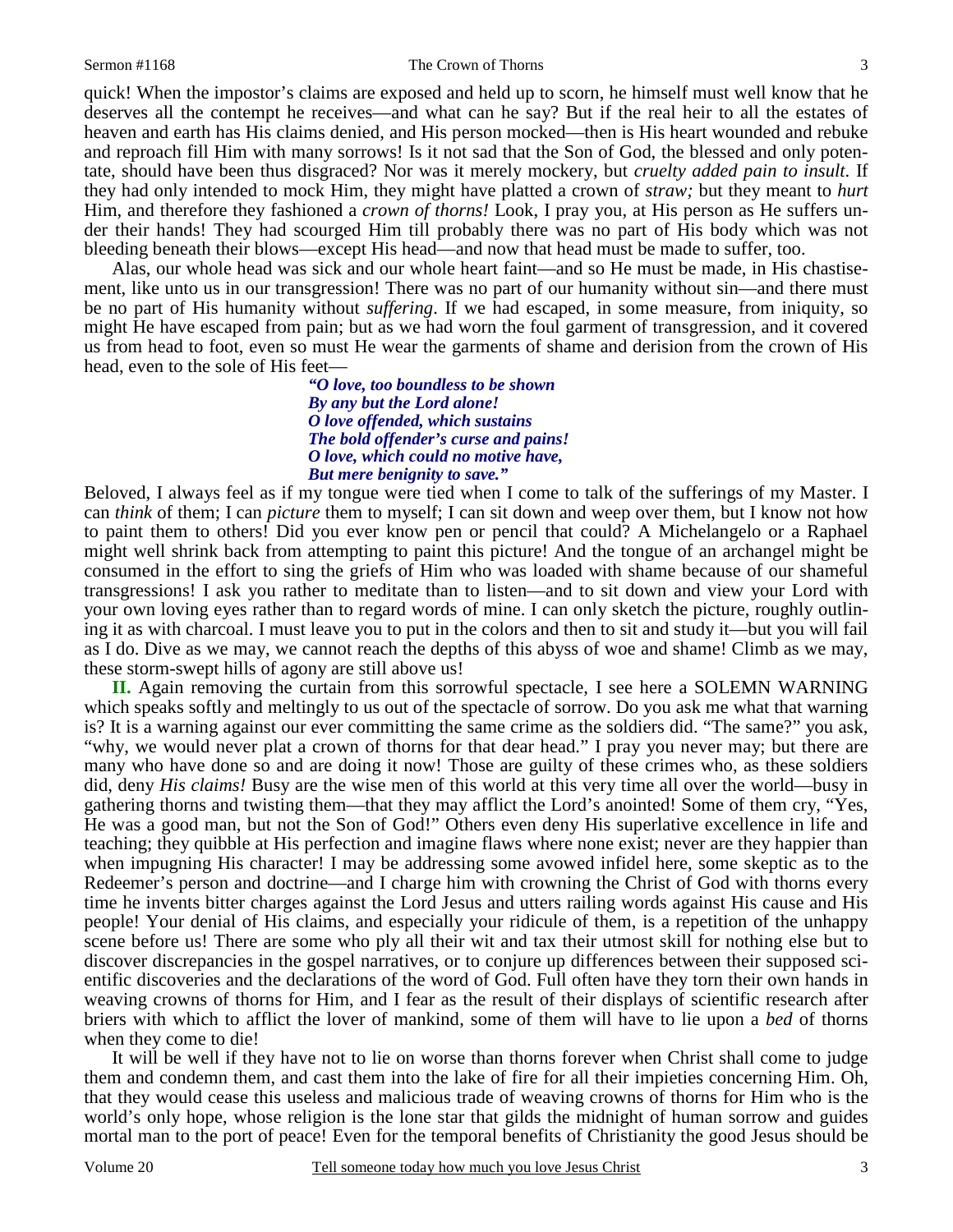quick! When the impostor's claims are exposed and held up to scorn, he himself must well know that he deserves all the contempt he receives—and what can he say? But if the real heir to all the estates of heaven and earth has His claims denied, and His person mocked—then is His heart wounded and rebuke and reproach fill Him with many sorrows! Is it not sad that the Son of God, the blessed and only potentate, should have been thus disgraced? Nor was it merely mockery, but *cruelty added pain to insult*. If they had only intended to mock Him, they might have platted a crown of *straw;* but they meant to *hurt* Him, and therefore they fashioned a *crown of thorns!* Look, I pray you, at His person as He suffers under their hands! They had scourged Him till probably there was no part of His body which was not bleeding beneath their blows—except His head—and now that head must be made to suffer, too.

Alas, our whole head was sick and our whole heart faint—and so He must be made, in His chastisement, like unto us in our transgression! There was no part of our humanity without sin—and there must be no part of His humanity without *suffering*. If we had escaped, in some measure, from iniquity, so might He have escaped from pain; but as we had worn the foul garment of transgression, and it covered us from head to foot, even so must He wear the garments of shame and derision from the crown of His head, even to the sole of His feet—

> ***"O love, too boundless to be shown***
> ***By any but the Lord alone!***
> ***O love offended, which sustains***
> ***The bold offender's curse and pains!***
> ***O love, which could no motive have,***
> ***But mere benignity to save."***

Beloved, I always feel as if my tongue were tied when I come to talk of the sufferings of my Master. I can *think* of them; I can *picture* them to myself; I can sit down and weep over them, but I know not how to paint them to others! Did you ever know pen or pencil that could? A Michelangelo or a Raphael might well shrink back from attempting to paint this picture! And the tongue of an archangel might be consumed in the effort to sing the griefs of Him who was loaded with shame because of our shameful transgressions! I ask you rather to meditate than to listen—and to sit down and view your Lord with your own loving eyes rather than to regard words of mine. I can only sketch the picture, roughly outlining it as with charcoal. I must leave you to put in the colors and then to sit and study it—but you will fail as I do. Dive as we may, we cannot reach the depths of this abyss of woe and shame! Climb as we may, these storm-swept hills of agony are still above us!

**II.** Again removing the curtain from this sorrowful spectacle, I see here a SOLEMN WARNING which speaks softly and meltingly to us out of the spectacle of sorrow. Do you ask me what that warning is? It is a warning against our ever committing the same crime as the soldiers did. "The same?" you ask, "why, we would never plat a crown of thorns for that dear head." I pray you never may; but there are many who have done so and are doing it now! Those are guilty of these crimes who, as these soldiers did, deny *His claims!* Busy are the wise men of this world at this very time all over the world—busy in gathering thorns and twisting them—that they may afflict the Lord's anointed! Some of them cry, "Yes, He was a good man, but not the Son of God!" Others even deny His superlative excellence in life and teaching; they quibble at His perfection and imagine flaws where none exist; never are they happier than when impugning His character! I may be addressing some avowed infidel here, some skeptic as to the Redeemer's person and doctrine—and I charge him with crowning the Christ of God with thorns every time he invents bitter charges against the Lord Jesus and utters railing words against His cause and His people! Your denial of His claims, and especially your ridicule of them, is a repetition of the unhappy scene before us! There are some who ply all their wit and tax their utmost skill for nothing else but to discover discrepancies in the gospel narratives, or to conjure up differences between their supposed scientific discoveries and the declarations of the word of God. Full often have they torn their own hands in weaving crowns of thorns for Him, and I fear as the result of their displays of scientific research after briers with which to afflict the lover of mankind, some of them will have to lie upon a *bed* of thorns when they come to die!

It will be well if they have not to lie on worse than thorns forever when Christ shall come to judge them and condemn them, and cast them into the lake of fire for all their impieties concerning Him. Oh, that they would cease this useless and malicious trade of weaving crowns of thorns for Him who is the world's only hope, whose religion is the lone star that gilds the midnight of human sorrow and guides mortal man to the port of peace! Even for the temporal benefits of Christianity the good Jesus should be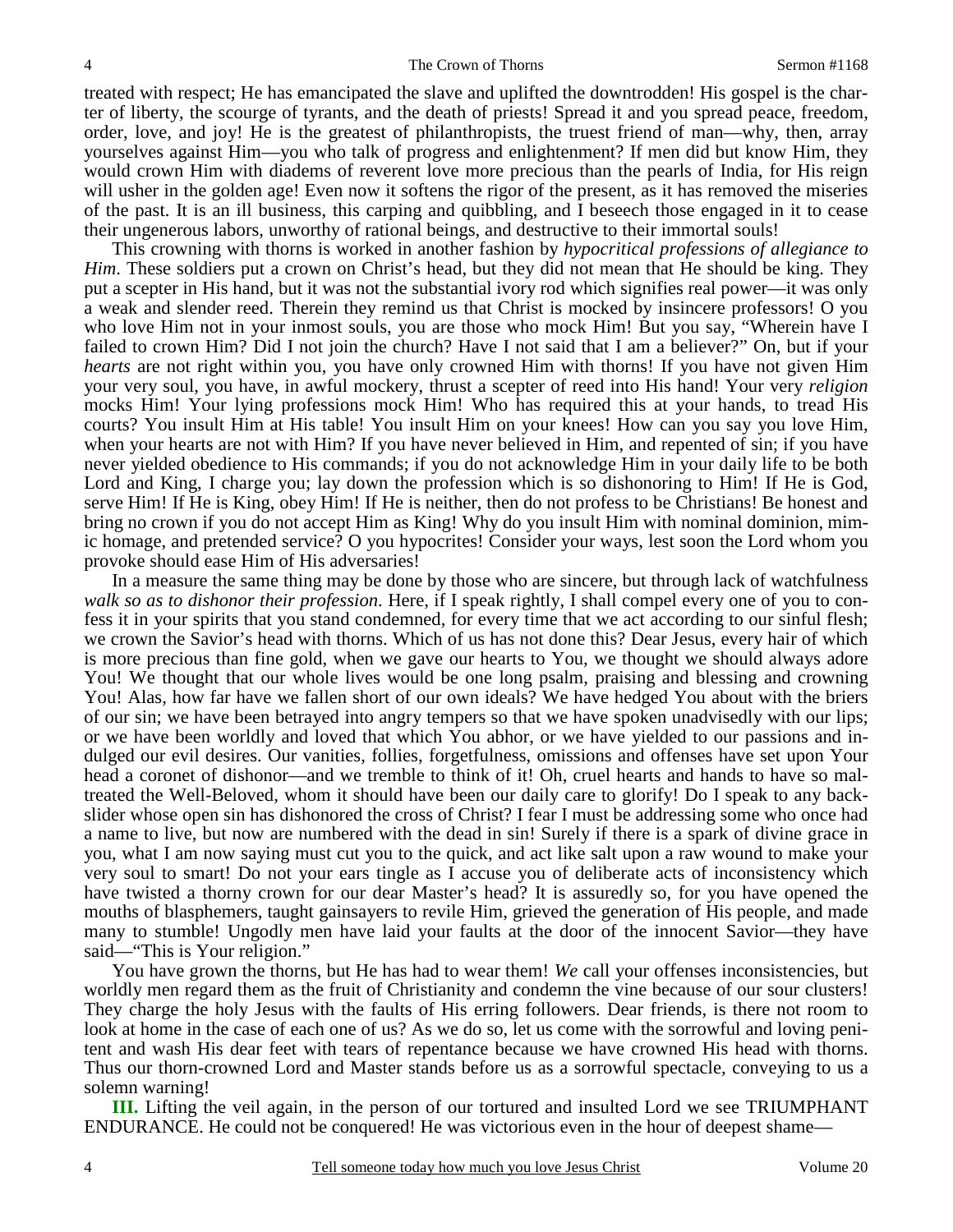treated with respect; He has emancipated the slave and uplifted the downtrodden! His gospel is the charter of liberty, the scourge of tyrants, and the death of priests! Spread it and you spread peace, freedom, order, love, and joy! He is the greatest of philanthropists, the truest friend of man—why, then, array yourselves against Him—you who talk of progress and enlightenment? If men did but know Him, they would crown Him with diadems of reverent love more precious than the pearls of India, for His reign will usher in the golden age! Even now it softens the rigor of the present, as it has removed the miseries of the past. It is an ill business, this carping and quibbling, and I beseech those engaged in it to cease their ungenerous labors, unworthy of rational beings, and destructive to their immortal souls!

This crowning with thorns is worked in another fashion by *hypocritical professions of allegiance to Him*. These soldiers put a crown on Christ's head, but they did not mean that He should be king. They put a scepter in His hand, but it was not the substantial ivory rod which signifies real power—it was only a weak and slender reed. Therein they remind us that Christ is mocked by insincere professors! O you who love Him not in your inmost souls, you are those who mock Him! But you say, "Wherein have I failed to crown Him? Did I not join the church? Have I not said that I am a believer?" On, but if your *hearts* are not right within you, you have only crowned Him with thorns! If you have not given Him your very soul, you have, in awful mockery, thrust a scepter of reed into His hand! Your very *religion* mocks Him! Your lying professions mock Him! Who has required this at your hands, to tread His courts? You insult Him at His table! You insult Him on your knees! How can you say you love Him, when your hearts are not with Him? If you have never believed in Him, and repented of sin; if you have never yielded obedience to His commands; if you do not acknowledge Him in your daily life to be both Lord and King, I charge you; lay down the profession which is so dishonoring to Him! If He is God, serve Him! If He is King, obey Him! If He is neither, then do not profess to be Christians! Be honest and bring no crown if you do not accept Him as King! Why do you insult Him with nominal dominion, mimic homage, and pretended service? O you hypocrites! Consider your ways, lest soon the Lord whom you provoke should ease Him of His adversaries!

In a measure the same thing may be done by those who are sincere, but through lack of watchfulness *walk so as to dishonor their profession*. Here, if I speak rightly, I shall compel every one of you to confess it in your spirits that you stand condemned, for every time that we act according to our sinful flesh; we crown the Savior's head with thorns. Which of us has not done this? Dear Jesus, every hair of which is more precious than fine gold, when we gave our hearts to You, we thought we should always adore You! We thought that our whole lives would be one long psalm, praising and blessing and crowning You! Alas, how far have we fallen short of our own ideals? We have hedged You about with the briers of our sin; we have been betrayed into angry tempers so that we have spoken unadvisedly with our lips; or we have been worldly and loved that which You abhor, or we have yielded to our passions and indulged our evil desires. Our vanities, follies, forgetfulness, omissions and offenses have set upon Your head a coronet of dishonor—and we tremble to think of it! Oh, cruel hearts and hands to have so maltreated the Well-Beloved, whom it should have been our daily care to glorify! Do I speak to any backslider whose open sin has dishonored the cross of Christ? I fear I must be addressing some who once had a name to live, but now are numbered with the dead in sin! Surely if there is a spark of divine grace in you, what I am now saying must cut you to the quick, and act like salt upon a raw wound to make your very soul to smart! Do not your ears tingle as I accuse you of deliberate acts of inconsistency which have twisted a thorny crown for our dear Master's head? It is assuredly so, for you have opened the mouths of blasphemers, taught gainsayers to revile Him, grieved the generation of His people, and made many to stumble! Ungodly men have laid your faults at the door of the innocent Savior—they have said—"This is Your religion."

You have grown the thorns, but He has had to wear them! *We* call your offenses inconsistencies, but worldly men regard them as the fruit of Christianity and condemn the vine because of our sour clusters! They charge the holy Jesus with the faults of His erring followers. Dear friends, is there not room to look at home in the case of each one of us? As we do so, let us come with the sorrowful and loving penitent and wash His dear feet with tears of repentance because we have crowned His head with thorns. Thus our thorn-crowned Lord and Master stands before us as a sorrowful spectacle, conveying to us a solemn warning!

**III.** Lifting the veil again, in the person of our tortured and insulted Lord we see TRIUMPHANT ENDURANCE. He could not be conquered! He was victorious even in the hour of deepest shame—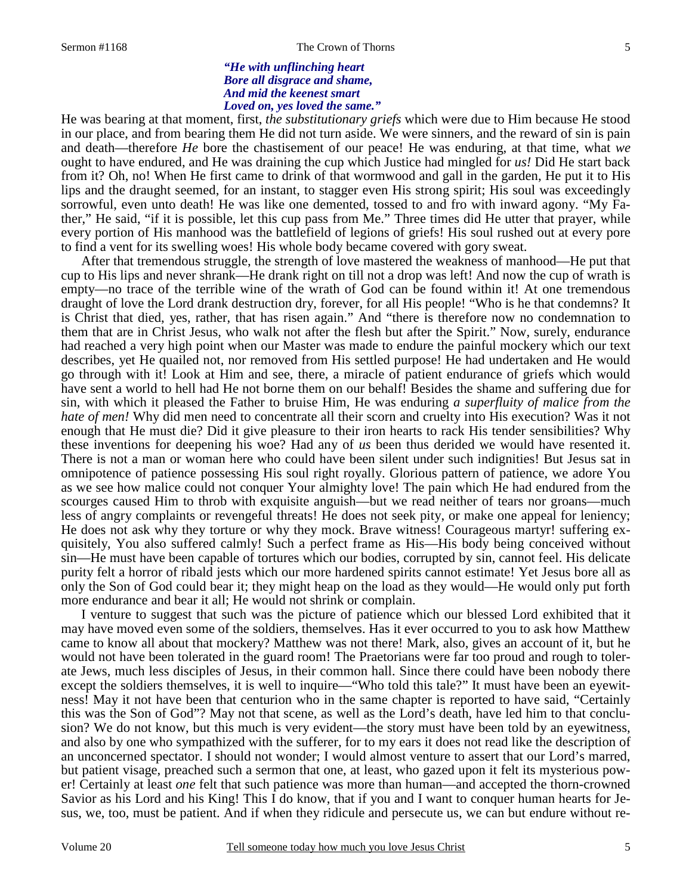*"He with unflinching heart*
*Bore all disgrace and shame,*
*And mid the keenest smart*
*Loved on, yes loved the same."*

He was bearing at that moment, first, *the substitutionary griefs* which were due to Him because He stood in our place, and from bearing them He did not turn aside. We were sinners, and the reward of sin is pain and death—therefore *He* bore the chastisement of our peace! He was enduring, at that time, what *we* ought to have endured, and He was draining the cup which Justice had mingled for *us!* Did He start back from it? Oh, no! When He first came to drink of that wormwood and gall in the garden, He put it to His lips and the draught seemed, for an instant, to stagger even His strong spirit; His soul was exceedingly sorrowful, even unto death! He was like one demented, tossed to and fro with inward agony. "My Father," He said, "if it is possible, let this cup pass from Me." Three times did He utter that prayer, while every portion of His manhood was the battlefield of legions of griefs! His soul rushed out at every pore to find a vent for its swelling woes! His whole body became covered with gory sweat.

After that tremendous struggle, the strength of love mastered the weakness of manhood—He put that cup to His lips and never shrank—He drank right on till not a drop was left! And now the cup of wrath is empty—no trace of the terrible wine of the wrath of God can be found within it! At one tremendous draught of love the Lord drank destruction dry, forever, for all His people! "Who is he that condemns? It is Christ that died, yes, rather, that has risen again." And "there is therefore now no condemnation to them that are in Christ Jesus, who walk not after the flesh but after the Spirit." Now, surely, endurance had reached a very high point when our Master was made to endure the painful mockery which our text describes, yet He quailed not, nor removed from His settled purpose! He had undertaken and He would go through with it! Look at Him and see, there, a miracle of patient endurance of griefs which would have sent a world to hell had He not borne them on our behalf! Besides the shame and suffering due for sin, with which it pleased the Father to bruise Him, He was enduring *a superfluity of malice from the hate of men!* Why did men need to concentrate all their scorn and cruelty into His execution? Was it not enough that He must die? Did it give pleasure to their iron hearts to rack His tender sensibilities? Why these inventions for deepening his woe? Had any of *us* been thus derided we would have resented it. There is not a man or woman here who could have been silent under such indignities! But Jesus sat in omnipotence of patience possessing His soul right royally. Glorious pattern of patience, we adore You as we see how malice could not conquer Your almighty love! The pain which He had endured from the scourges caused Him to throb with exquisite anguish—but we read neither of tears nor groans—much less of angry complaints or revengeful threats! He does not seek pity, or make one appeal for leniency; He does not ask why they torture or why they mock. Brave witness! Courageous martyr! suffering exquisitely, You also suffered calmly! Such a perfect frame as His—His body being conceived without sin—He must have been capable of tortures which our bodies, corrupted by sin, cannot feel. His delicate purity felt a horror of ribald jests which our more hardened spirits cannot estimate! Yet Jesus bore all as only the Son of God could bear it; they might heap on the load as they would—He would only put forth more endurance and bear it all; He would not shrink or complain.

I venture to suggest that such was the picture of patience which our blessed Lord exhibited that it may have moved even some of the soldiers, themselves. Has it ever occurred to you to ask how Matthew came to know all about that mockery? Matthew was not there! Mark, also, gives an account of it, but he would not have been tolerated in the guard room! The Praetorians were far too proud and rough to tolerate Jews, much less disciples of Jesus, in their common hall. Since there could have been nobody there except the soldiers themselves, it is well to inquire—"Who told this tale?" It must have been an eyewitness! May it not have been that centurion who in the same chapter is reported to have said, "Certainly this was the Son of God"? May not that scene, as well as the Lord's death, have led him to that conclusion? We do not know, but this much is very evident—the story must have been told by an eyewitness, and also by one who sympathized with the sufferer, for to my ears it does not read like the description of an unconcerned spectator. I should not wonder; I would almost venture to assert that our Lord's marred, but patient visage, preached such a sermon that one, at least, who gazed upon it felt its mysterious power! Certainly at least *one* felt that such patience was more than human—and accepted the thorn-crowned Savior as his Lord and his King! This I do know, that if you and I want to conquer human hearts for Jesus, we, too, must be patient. And if when they ridicule and persecute us, we can but endure without re-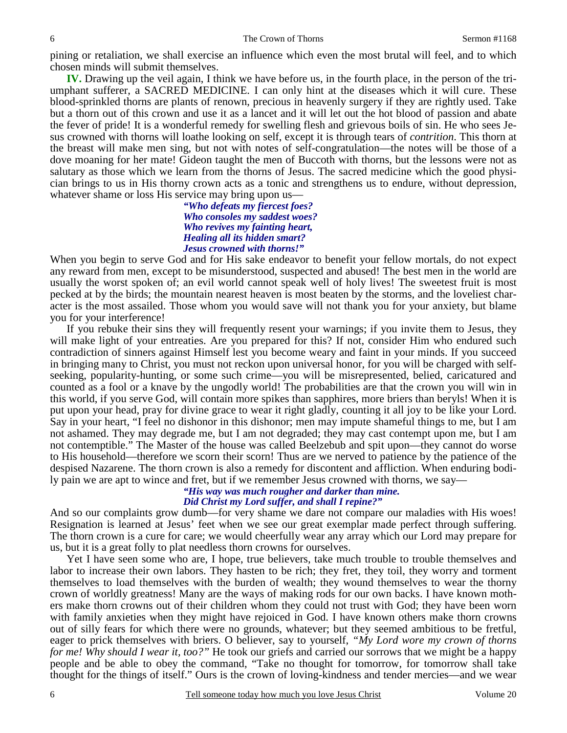pining or retaliation, we shall exercise an influence which even the most brutal will feel, and to which chosen minds will submit themselves.

**IV.** Drawing up the veil again, I think we have before us, in the fourth place, in the person of the triumphant sufferer, a SACRED MEDICINE. I can only hint at the diseases which it will cure. These blood-sprinkled thorns are plants of renown, precious in heavenly surgery if they are rightly used. Take but a thorn out of this crown and use it as a lancet and it will let out the hot blood of passion and abate the fever of pride! It is a wonderful remedy for swelling flesh and grievous boils of sin. He who sees Jesus crowned with thorns will loathe looking on self, except it is through tears of *contrition*. This thorn at the breast will make men sing, but not with notes of self-congratulation—the notes will be those of a dove moaning for her mate! Gideon taught the men of Succoth with thorns, but the lessons were not as salutary as those which we learn from the thorns of Jesus. The sacred medicine which the good physician brings to us in His thorny crown acts as a tonic and strengthens us to endure, without depression, whatever shame or loss His service may bring upon us—

> ***"Who defeats my fiercest foes?***
> ***Who consoles my saddest woes?***
> ***Who revives my fainting heart,***
> ***Healing all its hidden smart?***
> ***Jesus crowned with thorns!"***

When you begin to serve God and for His sake endeavor to benefit your fellow mortals, do not expect any reward from men, except to be misunderstood, suspected and abused! The best men in the world are usually the worst spoken of; an evil world cannot speak well of holy lives! The sweetest fruit is most pecked at by the birds; the mountain nearest heaven is most beaten by the storms, and the loveliest character is the most assailed. Those whom you would save will not thank you for your anxiety, but blame you for your interference!

If you rebuke their sins they will frequently resent your warnings; if you invite them to Jesus, they will make light of your entreaties. Are you prepared for this? If not, consider Him who endured such contradiction of sinners against Himself lest you become weary and faint in your minds. If you succeed in bringing many to Christ, you must not reckon upon universal honor, for you will be charged with self-seeking, popularity-hunting, or some such crime—you will be misrepresented, belied, caricatured and counted as a fool or a knave by the ungodly world! The probabilities are that the crown you will win in this world, if you serve God, will contain more spikes than sapphires, more briers than beryls! When it is put upon your head, pray for divine grace to wear it right gladly, counting it all joy to be like your Lord. Say in your heart, "I feel no dishonor in this dishonor; men may impute shameful things to me, but I am not ashamed. They may degrade me, but I am not degraded; they may cast contempt upon me, but I am not contemptible." The Master of the house was called Beelzebub and spit upon—they cannot do worse to His household—therefore we scorn their scorn! Thus are we nerved to patience by the patience of the despised Nazarene. The thorn crown is also a remedy for discontent and affliction. When enduring bodily pain we are apt to wince and fret, but if we remember Jesus crowned with thorns, we say—

> ***"His way was much rougher and darker than mine.***
> ***Did Christ my Lord suffer, and shall I repine?"***

And so our complaints grow dumb—for very shame we dare not compare our maladies with His woes! Resignation is learned at Jesus' feet when we see our great exemplar made perfect through suffering. The thorn crown is a cure for care; we would cheerfully wear any array which our Lord may prepare for us, but it is a great folly to plat needless thorn crowns for ourselves.

Yet I have seen some who are, I hope, true believers, take much trouble to trouble themselves and labor to increase their own labors. They hasten to be rich; they fret, they toil, they worry and torment themselves to load themselves with the burden of wealth; they wound themselves to wear the thorny crown of worldly greatness! Many are the ways of making rods for our own backs. I have known mothers make thorn crowns out of their children whom they could not trust with God; they have been worn with family anxieties when they might have rejoiced in God. I have known others make thorn crowns out of silly fears for which there were no grounds, whatever; but they seemed ambitious to be fretful, eager to prick themselves with briers. O believer, say to yourself, *"My Lord wore my crown of thorns for me! Why should I wear it, too?"* He took our griefs and carried our sorrows that we might be a happy people and be able to obey the command, "Take no thought for tomorrow, for tomorrow shall take thought for the things of itself." Ours is the crown of loving-kindness and tender mercies—and we wear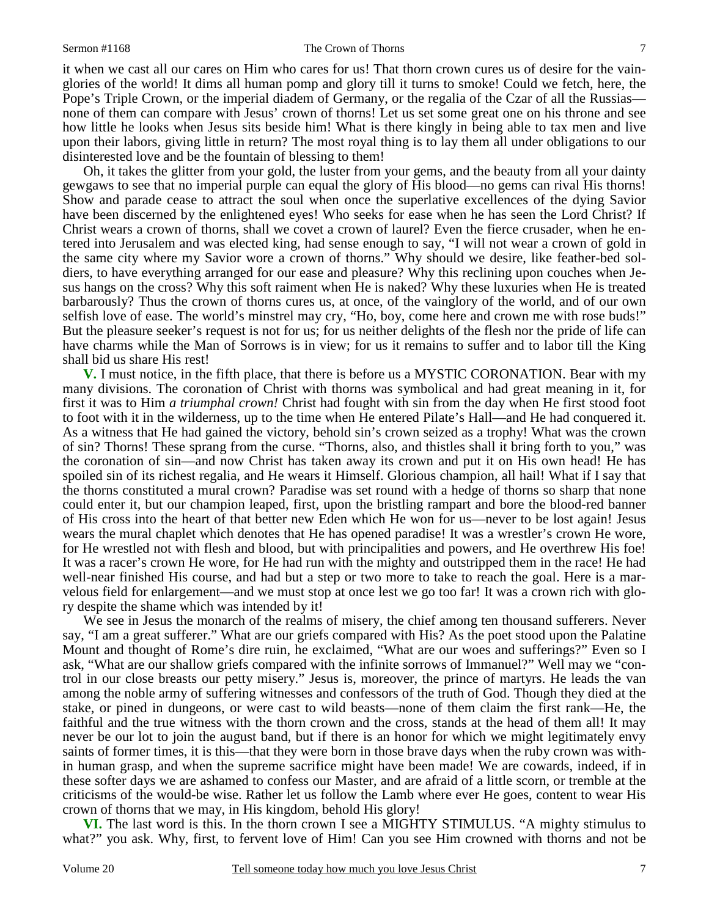it when we cast all our cares on Him who cares for us! That thorn crown cures us of desire for the vain-glories of the world! It dims all human pomp and glory till it turns to smoke! Could we fetch, here, the Pope's Triple Crown, or the imperial diadem of Germany, or the regalia of the Czar of all the Russias—none of them can compare with Jesus' crown of thorns! Let us set some great one on his throne and see how little he looks when Jesus sits beside him! What is there kingly in being able to tax men and live upon their labors, giving little in return? The most royal thing is to lay them all under obligations to our disinterested love and be the fountain of blessing to them!

Oh, it takes the glitter from your gold, the luster from your gems, and the beauty from all your dainty gewgaws to see that no imperial purple can equal the glory of His blood—no gems can rival His thorns! Show and parade cease to attract the soul when once the superlative excellences of the dying Savior have been discerned by the enlightened eyes! Who seeks for ease when he has seen the Lord Christ? If Christ wears a crown of thorns, shall we covet a crown of laurel? Even the fierce crusader, when he entered into Jerusalem and was elected king, had sense enough to say, "I will not wear a crown of gold in the same city where my Savior wore a crown of thorns." Why should we desire, like feather-bed soldiers, to have everything arranged for our ease and pleasure? Why this reclining upon couches when Jesus hangs on the cross? Why this soft raiment when He is naked? Why these luxuries when He is treated barbarously? Thus the crown of thorns cures us, at once, of the vainglory of the world, and of our own selfish love of ease. The world's minstrel may cry, "Ho, boy, come here and crown me with rose buds!" But the pleasure seeker's request is not for us; for us neither delights of the flesh nor the pride of life can have charms while the Man of Sorrows is in view; for us it remains to suffer and to labor till the King shall bid us share His rest!

**V.** I must notice, in the fifth place, that there is before us a MYSTIC CORONATION. Bear with my many divisions. The coronation of Christ with thorns was symbolical and had great meaning in it, for first it was to Him *a triumphal crown!* Christ had fought with sin from the day when He first stood foot to foot with it in the wilderness, up to the time when He entered Pilate's Hall—and He had conquered it. As a witness that He had gained the victory, behold sin's crown seized as a trophy! What was the crown of sin? Thorns! These sprang from the curse. "Thorns, also, and thistles shall it bring forth to you," was the coronation of sin—and now Christ has taken away its crown and put it on His own head! He has spoiled sin of its richest regalia, and He wears it Himself. Glorious champion, all hail! What if I say that the thorns constituted a mural crown? Paradise was set round with a hedge of thorns so sharp that none could enter it, but our champion leaped, first, upon the bristling rampart and bore the blood-red banner of His cross into the heart of that better new Eden which He won for us—never to be lost again! Jesus wears the mural chaplet which denotes that He has opened paradise! It was a wrestler's crown He wore, for He wrestled not with flesh and blood, but with principalities and powers, and He overthrew His foe! It was a racer's crown He wore, for He had run with the mighty and outstripped them in the race! He had well-near finished His course, and had but a step or two more to take to reach the goal. Here is a marvelous field for enlargement—and we must stop at once lest we go too far! It was a crown rich with glory despite the shame which was intended by it!

We see in Jesus the monarch of the realms of misery, the chief among ten thousand sufferers. Never say, "I am a great sufferer." What are our griefs compared with His? As the poet stood upon the Palatine Mount and thought of Rome's dire ruin, he exclaimed, "What are our woes and sufferings?" Even so I ask, "What are our shallow griefs compared with the infinite sorrows of Immanuel?" Well may we "control in our close breasts our petty misery." Jesus is, moreover, the prince of martyrs. He leads the van among the noble army of suffering witnesses and confessors of the truth of God. Though they died at the stake, or pined in dungeons, or were cast to wild beasts—none of them claim the first rank—He, the faithful and the true witness with the thorn crown and the cross, stands at the head of them all! It may never be our lot to join the august band, but if there is an honor for which we might legitimately envy saints of former times, it is this—that they were born in those brave days when the ruby crown was within human grasp, and when the supreme sacrifice might have been made! We are cowards, indeed, if in these softer days we are ashamed to confess our Master, and are afraid of a little scorn, or tremble at the criticisms of the would-be wise. Rather let us follow the Lamb where ever He goes, content to wear His crown of thorns that we may, in His kingdom, behold His glory!

**VI.** The last word is this. In the thorn crown I see a MIGHTY STIMULUS. "A mighty stimulus to what?" you ask. Why, first, to fervent love of Him! Can you see Him crowned with thorns and not be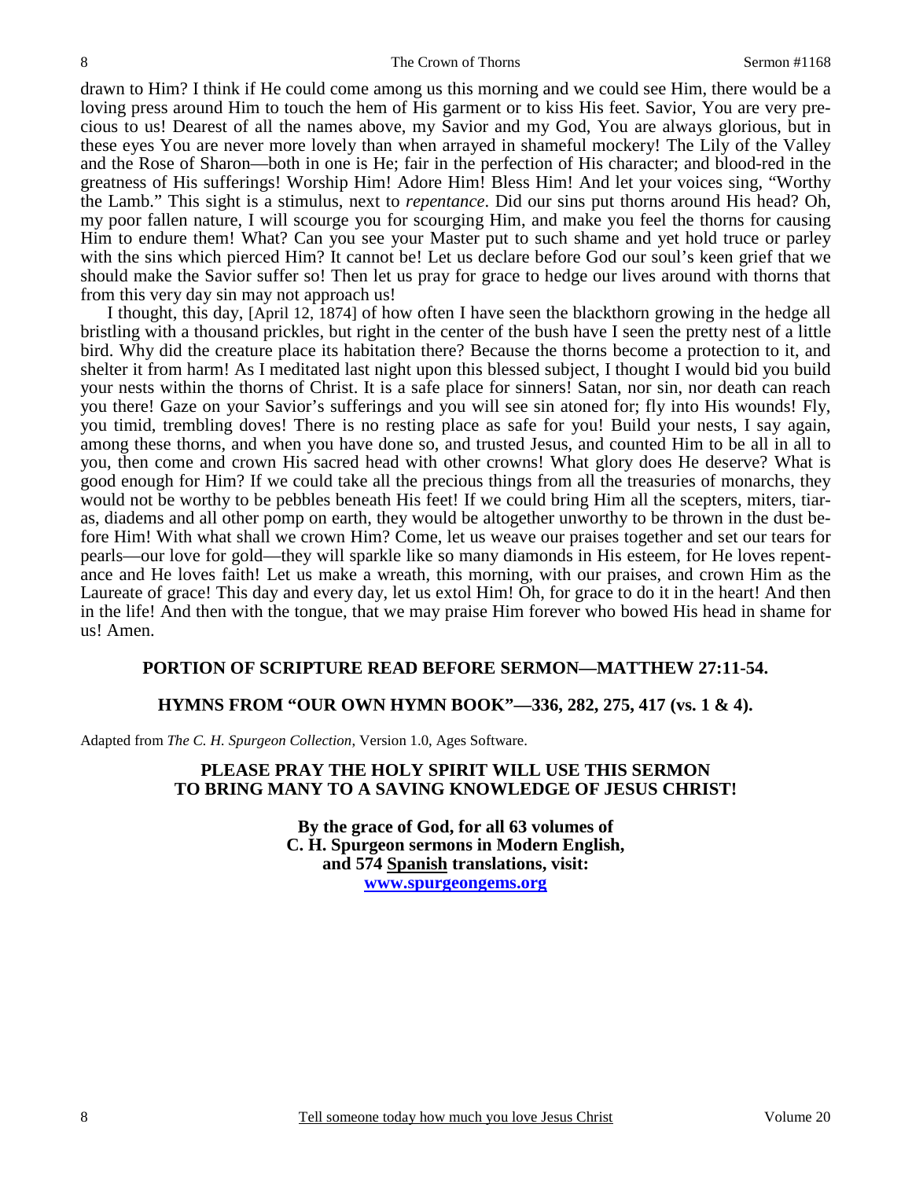drawn to Him? I think if He could come among us this morning and we could see Him, there would be a loving press around Him to touch the hem of His garment or to kiss His feet. Savior, You are very precious to us! Dearest of all the names above, my Savior and my God, You are always glorious, but in these eyes You are never more lovely than when arrayed in shameful mockery! The Lily of the Valley and the Rose of Sharon—both in one is He; fair in the perfection of His character; and blood-red in the greatness of His sufferings! Worship Him! Adore Him! Bless Him! And let your voices sing, "Worthy the Lamb." This sight is a stimulus, next to *repentance*. Did our sins put thorns around His head? Oh, my poor fallen nature, I will scourge you for scourging Him, and make you feel the thorns for causing Him to endure them! What? Can you see your Master put to such shame and yet hold truce or parley with the sins which pierced Him? It cannot be! Let us declare before God our soul's keen grief that we should make the Savior suffer so! Then let us pray for grace to hedge our lives around with thorns that from this very day sin may not approach us!

I thought, this day, [April 12, 1874] of how often I have seen the blackthorn growing in the hedge all bristling with a thousand prickles, but right in the center of the bush have I seen the pretty nest of a little bird. Why did the creature place its habitation there? Because the thorns become a protection to it, and shelter it from harm! As I meditated last night upon this blessed subject, I thought I would bid you build your nests within the thorns of Christ. It is a safe place for sinners! Satan, nor sin, nor death can reach you there! Gaze on your Savior's sufferings and you will see sin atoned for; fly into His wounds! Fly, you timid, trembling doves! There is no resting place as safe for you! Build your nests, I say again, among these thorns, and when you have done so, and trusted Jesus, and counted Him to be all in all to you, then come and crown His sacred head with other crowns! What glory does He deserve? What is good enough for Him? If we could take all the precious things from all the treasuries of monarchs, they would not be worthy to be pebbles beneath His feet! If we could bring Him all the scepters, miters, tiaras, diadems and all other pomp on earth, they would be altogether unworthy to be thrown in the dust before Him! With what shall we crown Him? Come, let us weave our praises together and set our tears for pearls—our love for gold—they will sparkle like so many diamonds in His esteem, for He loves repentance and He loves faith! Let us make a wreath, this morning, with our praises, and crown Him as the Laureate of grace! This day and every day, let us extol Him! Oh, for grace to do it in the heart! And then in the life! And then with the tongue, that we may praise Him forever who bowed His head in shame for us! Amen.

**PORTION OF SCRIPTURE READ BEFORE SERMON—MATTHEW 27:11-54.**

**HYMNS FROM "OUR OWN HYMN BOOK"—336, 282, 275, 417 (vs. 1 & 4).**

Adapted from *The C. H. Spurgeon Collection*, Version 1.0, Ages Software.

**PLEASE PRAY THE HOLY SPIRIT WILL USE THIS SERMON TO BRING MANY TO A SAVING KNOWLEDGE OF JESUS CHRIST!**

**By the grace of God, for all 63 volumes of C. H. Spurgeon sermons in Modern English, and 574 Spanish translations, visit: www.spurgeongems.org**